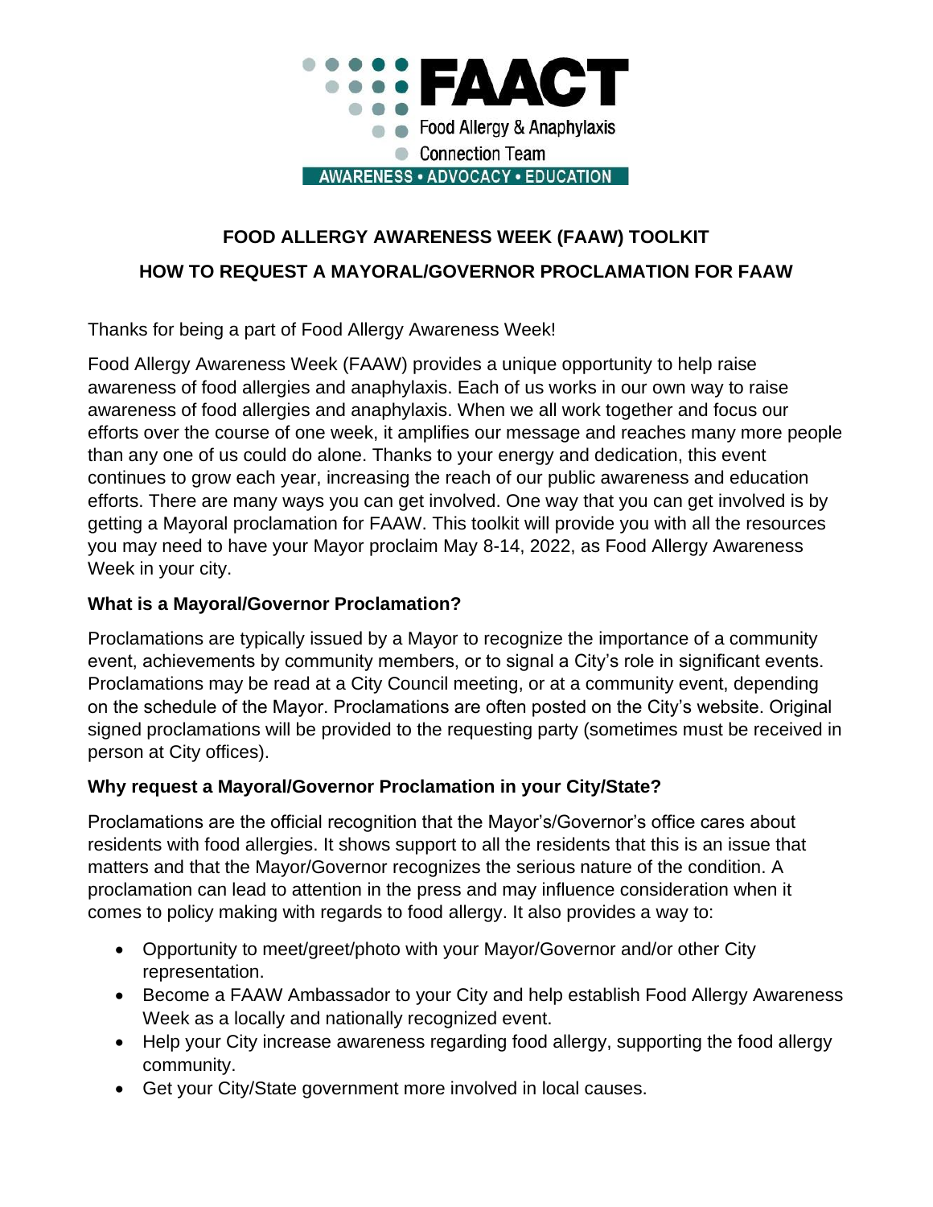FAACT

Food Allergy & Anaphylaxis Connection Team

AWARENESS • ADVOCACY • EDUCATION

# FOOD ALLERGY AWARENESS WEEK (FAAW) TOOLKIT

## HOW TO REQUEST A MAYORAL/GOVERNOR PROCLAMATION FOR FAAW

Thanks for being a part of Food Allergy Awareness Week!

Food Allergy Awareness Week (FAAW) provides a unique opportunity to help raise awareness of food allergies and anaphylaxis. Each of us works in our own way to raise awareness of food allergies and anaphylaxis. When we all work together and focus our efforts over the course of one week, it amplifies our message and reaches many more people than any one of us could do alone. Thanks to your energy and dedication, this event continues to grow each year, increasing the reach of our public awareness and education efforts. There are many ways you can get involved. One way that you can get involved is by getting a Mayoral proclamation for FAAW. This toolkit will provide you with all the resources you may need to have your Mayor proclaim May 8-14, 2022, as Food Allergy Awareness Week in your city.

### What is a Mayoral/Governor Proclamation?

Proclamations are typically issued by a Mayor to recognize the importance of a community event, achievements by community members, or to signal a City's role in significant events. Proclamations may be read at a City Council meeting, or at a community event, depending on the schedule of the Mayor. Proclamations are often posted on the City's website. Original signed proclamations will be provided to the requesting party (sometimes must be received in person at City offices).

### Why request a Mayoral/Governor Proclamation in your City/State?

Proclamations are the official recognition that the Mayor's/Governor's office cares about residents with food allergies. It shows support to all the residents that this is an issue that matters and that the Mayor/Governor recognizes the serious nature of the condition. A proclamation can lead to attention in the press and may influence consideration when it comes to policy making with regards to food allergy. It also provides a way to:

- Opportunity to meet/greet/photo with your Mayor/Governor and/or other City representation.
- Become a FAAW Ambassador to your City and help establish Food Allergy Awareness Week as a locally and nationally recognized event.
- Help your City increase awareness regarding food allergy, supporting the food allergy community.
- Get your City/State government more involved in local causes.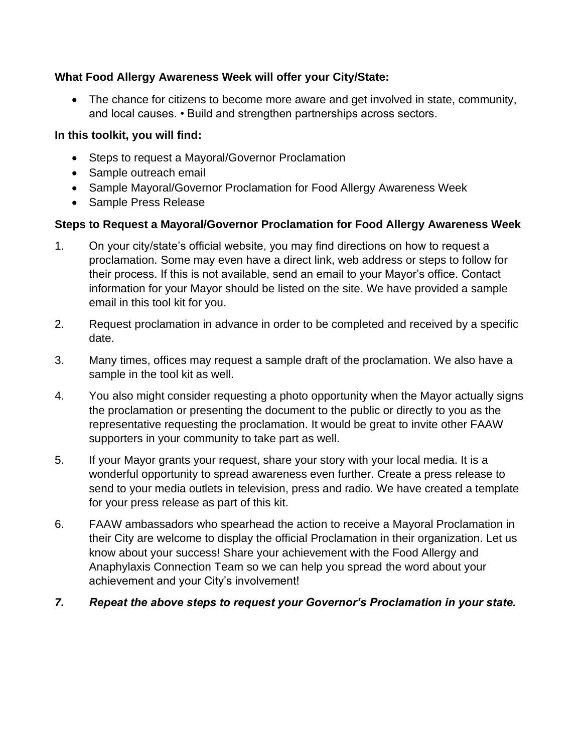**What Food Allergy Awareness Week will offer your City/State:**

- The chance for citizens to become more aware and get involved in state, community, and local causes. • Build and strengthen partnerships across sectors.

**In this toolkit, you will find:**

- Steps to request a Mayoral/Governor Proclamation
- Sample outreach email
- Sample Mayoral/Governor Proclamation for Food Allergy Awareness Week
- Sample Press Release

**Steps to Request a Mayoral/Governor Proclamation for Food Allergy Awareness Week**

1. On your city/state's official website, you may find directions on how to request a proclamation. Some may even have a direct link, web address or steps to follow for their process. If this is not available, send an email to your Mayor's office. Contact information for your Mayor should be listed on the site. We have provided a sample email in this tool kit for you.
2. Request proclamation in advance in order to be completed and received by a specific date.
3. Many times, offices may request a sample draft of the proclamation. We also have a sample in the tool kit as well.
4. You also might consider requesting a photo opportunity when the Mayor actually signs the proclamation or presenting the document to the public or directly to you as the representative requesting the proclamation. It would be great to invite other FAAW supporters in your community to take part as well.
5. If your Mayor grants your request, share your story with your local media. It is a wonderful opportunity to spread awareness even further. Create a press release to send to your media outlets in television, press and radio. We have created a template for your press release as part of this kit.
6. FAAW ambassadors who spearhead the action to receive a Mayoral Proclamation in their City are welcome to display the official Proclamation in their organization. Let us know about your success! Share your achievement with the Food Allergy and Anaphylaxis Connection Team so we can help you spread the word about your achievement and your City's involvement!
7. ***Repeat the above steps to request your Governor's Proclamation in your state.***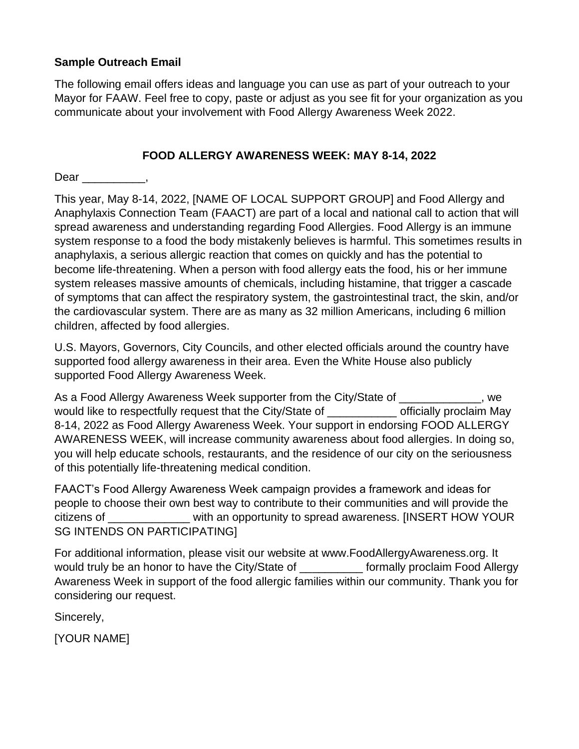**Sample Outreach Email**

The following email offers ideas and language you can use as part of your outreach to your Mayor for FAAW. Feel free to copy, paste or adjust as you see fit for your organization as you communicate about your involvement with Food Allergy Awareness Week 2022.

**FOOD ALLERGY AWARENESS WEEK: MAY 8-14, 2022**

Dear __________,

This year, May 8-14, 2022, [NAME OF LOCAL SUPPORT GROUP] and Food Allergy and Anaphylaxis Connection Team (FAACT) are part of a local and national call to action that will spread awareness and understanding regarding Food Allergies. Food Allergy is an immune system response to a food the body mistakenly believes is harmful. This sometimes results in anaphylaxis, a serious allergic reaction that comes on quickly and has the potential to become life-threatening. When a person with food allergy eats the food, his or her immune system releases massive amounts of chemicals, including histamine, that trigger a cascade of symptoms that can affect the respiratory system, the gastrointestinal tract, the skin, and/or the cardiovascular system. There are as many as 32 million Americans, including 6 million children, affected by food allergies.

U.S. Mayors, Governors, City Councils, and other elected officials around the country have supported food allergy awareness in their area. Even the White House also publicly supported Food Allergy Awareness Week.

As a Food Allergy Awareness Week supporter from the City/State of _____________, we would like to respectfully request that the City/State of ___________ officially proclaim May 8-14, 2022 as Food Allergy Awareness Week. Your support in endorsing FOOD ALLERGY AWARENESS WEEK, will increase community awareness about food allergies. In doing so, you will help educate schools, restaurants, and the residence of our city on the seriousness of this potentially life-threatening medical condition.

FAACT's Food Allergy Awareness Week campaign provides a framework and ideas for people to choose their own best way to contribute to their communities and will provide the citizens of _____________ with an opportunity to spread awareness. [INSERT HOW YOUR SG INTENDS ON PARTICIPATING]

For additional information, please visit our website at www.FoodAllergyAwareness.org. It would truly be an honor to have the City/State of __________ formally proclaim Food Allergy Awareness Week in support of the food allergic families within our community. Thank you for considering our request.

Sincerely,

[YOUR NAME]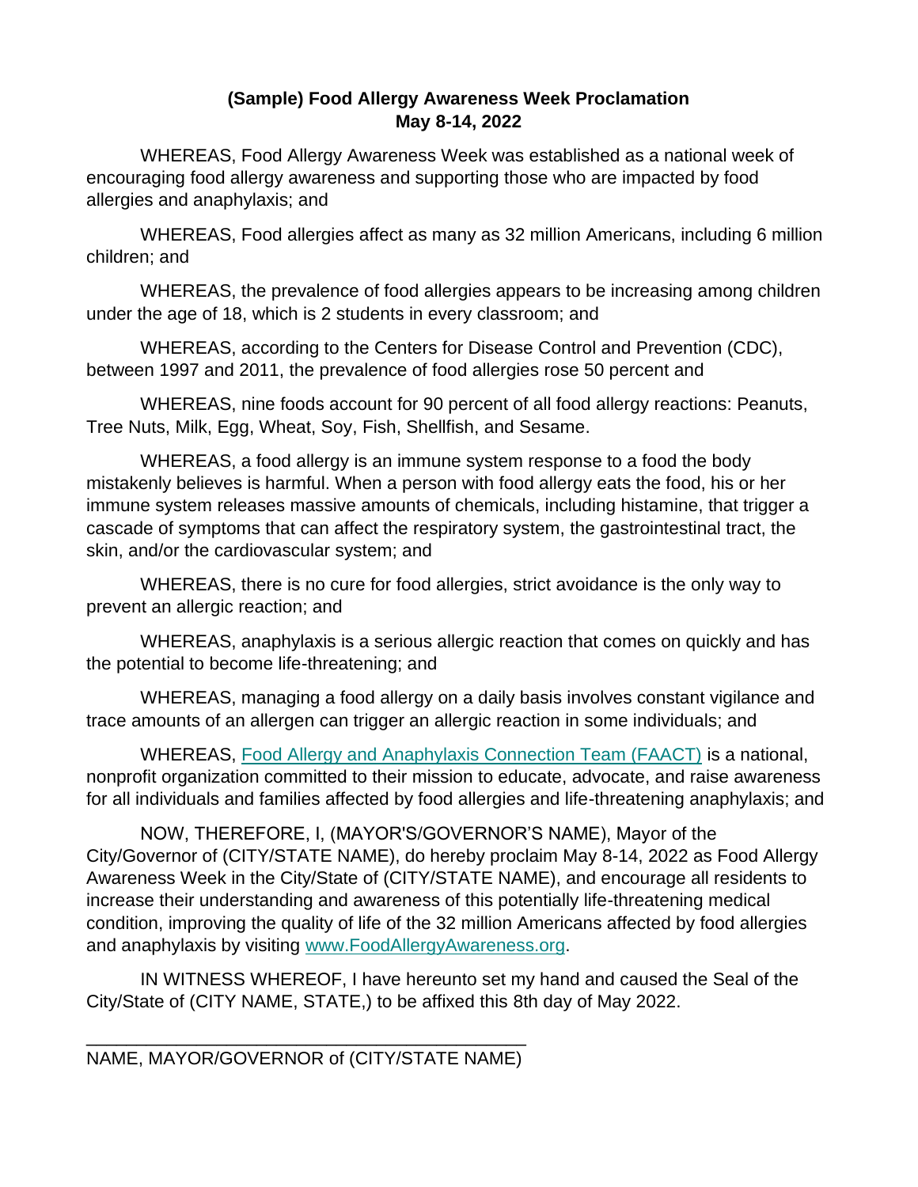**(Sample) Food Allergy Awareness Week Proclamation**
**May 8-14, 2022**

WHEREAS, Food Allergy Awareness Week was established as a national week of encouraging food allergy awareness and supporting those who are impacted by food allergies and anaphylaxis; and

WHEREAS, Food allergies affect as many as 32 million Americans, including 6 million children; and

WHEREAS, the prevalence of food allergies appears to be increasing among children under the age of 18, which is 2 students in every classroom; and

WHEREAS, according to the Centers for Disease Control and Prevention (CDC), between 1997 and 2011, the prevalence of food allergies rose 50 percent and

WHEREAS, nine foods account for 90 percent of all food allergy reactions: Peanuts, Tree Nuts, Milk, Egg, Wheat, Soy, Fish, Shellfish, and Sesame.

WHEREAS, a food allergy is an immune system response to a food the body mistakenly believes is harmful. When a person with food allergy eats the food, his or her immune system releases massive amounts of chemicals, including histamine, that trigger a cascade of symptoms that can affect the respiratory system, the gastrointestinal tract, the skin, and/or the cardiovascular system; and

WHEREAS, there is no cure for food allergies, strict avoidance is the only way to prevent an allergic reaction; and

WHEREAS, anaphylaxis is a serious allergic reaction that comes on quickly and has the potential to become life-threatening; and

WHEREAS, managing a food allergy on a daily basis involves constant vigilance and trace amounts of an allergen can trigger an allergic reaction in some individuals; and

WHEREAS, Food Allergy and Anaphylaxis Connection Team (FAACT) is a national, nonprofit organization committed to their mission to educate, advocate, and raise awareness for all individuals and families affected by food allergies and life-threatening anaphylaxis; and

NOW, THEREFORE, I, (MAYOR'S/GOVERNOR'S NAME), Mayor of the City/Governor of (CITY/STATE NAME), do hereby proclaim May 8-14, 2022 as Food Allergy Awareness Week in the City/State of (CITY/STATE NAME), and encourage all residents to increase their understanding and awareness of this potentially life-threatening medical condition, improving the quality of life of the 32 million Americans affected by food allergies and anaphylaxis by visiting www.FoodAllergyAwareness.org.

IN WITNESS WHEREOF, I have hereunto set my hand and caused the Seal of the City/State of (CITY NAME, STATE,) to be affixed this 8th day of May 2022.

\_\_\_\_\_\_\_\_\_\_\_\_\_\_\_\_\_\_\_\_\_\_\_\_\_\_\_\_\_\_\_\_\_\_\_\_\_\_\_\_\_\_\_\_

NAME, MAYOR/GOVERNOR of (CITY/STATE NAME)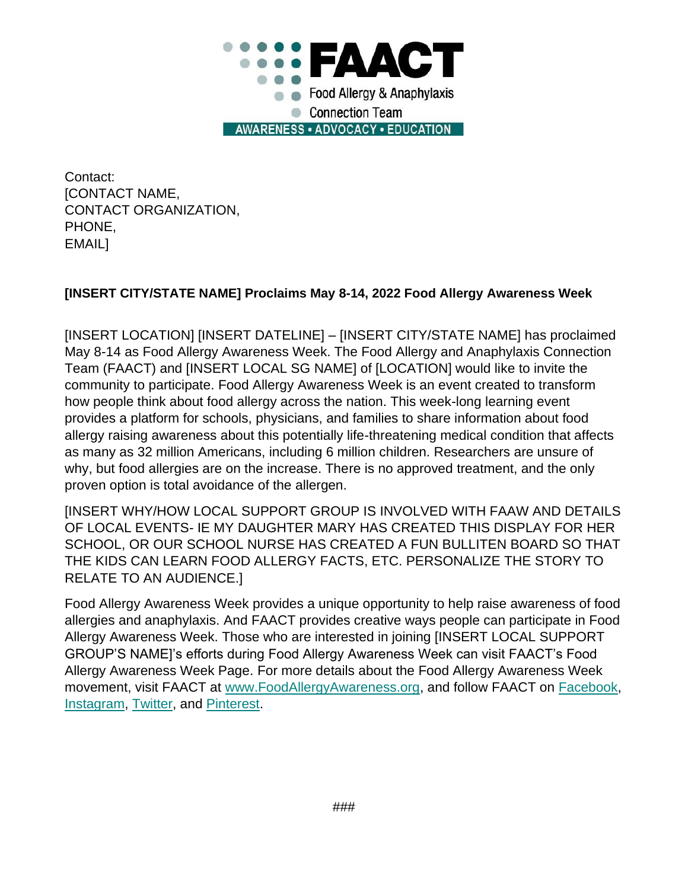**FAACT**

Food Allergy & Anaphylaxis Connection Team

AWARENESS • ADVOCACY • EDUCATION

Contact:
[CONTACT NAME,
CONTACT ORGANIZATION,
PHONE,
EMAIL]

**[INSERT CITY/STATE NAME] Proclaims May 8-14, 2022 Food Allergy Awareness Week**

[INSERT LOCATION] [INSERT DATELINE] – [INSERT CITY/STATE NAME] has proclaimed May 8-14 as Food Allergy Awareness Week. The Food Allergy and Anaphylaxis Connection Team (FAACT) and [INSERT LOCAL SG NAME] of [LOCATION] would like to invite the community to participate. Food Allergy Awareness Week is an event created to transform how people think about food allergy across the nation. This week-long learning event provides a platform for schools, physicians, and families to share information about food allergy raising awareness about this potentially life-threatening medical condition that affects as many as 32 million Americans, including 6 million children. Researchers are unsure of why, but food allergies are on the increase. There is no approved treatment, and the only proven option is total avoidance of the allergen.

[INSERT WHY/HOW LOCAL SUPPORT GROUP IS INVOLVED WITH FAAW AND DETAILS OF LOCAL EVENTS- IE MY DAUGHTER MARY HAS CREATED THIS DISPLAY FOR HER SCHOOL, OR OUR SCHOOL NURSE HAS CREATED A FUN BULLITEN BOARD SO THAT THE KIDS CAN LEARN FOOD ALLERGY FACTS, ETC. PERSONALIZE THE STORY TO RELATE TO AN AUDIENCE.]

Food Allergy Awareness Week provides a unique opportunity to help raise awareness of food allergies and anaphylaxis. And FAACT provides creative ways people can participate in Food Allergy Awareness Week. Those who are interested in joining [INSERT LOCAL SUPPORT GROUP'S NAME]'s efforts during Food Allergy Awareness Week can visit FAACT's Food Allergy Awareness Week Page. For more details about the Food Allergy Awareness Week movement, visit FAACT at www.FoodAllergyAwareness.org, and follow FAACT on Facebook, Instagram, Twitter, and Pinterest.

###